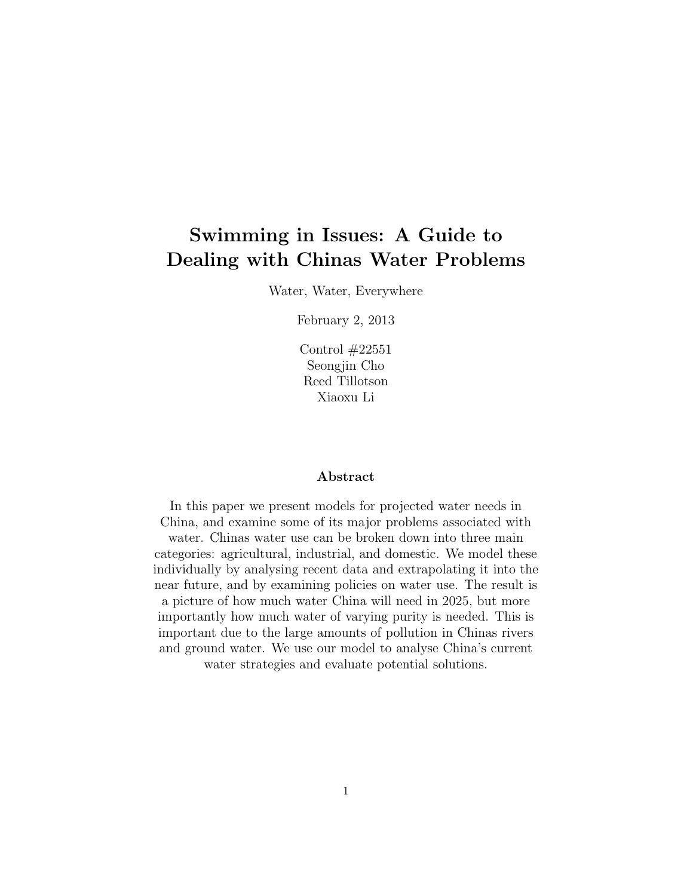# Swimming in Issues: A Guide to Dealing with Chinas Water Problems

Water, Water, Everywhere

February 2, 2013

Control #22551
Seongjin Cho
Reed Tillotson
Xiaoxu Li

## Abstract

In this paper we present models for projected water needs in China, and examine some of its major problems associated with water. Chinas water use can be broken down into three main categories: agricultural, industrial, and domestic. We model these individually by analysing recent data and extrapolating it into the near future, and by examining policies on water use. The result is a picture of how much water China will need in 2025, but more importantly how much water of varying purity is needed. This is important due to the large amounts of pollution in Chinas rivers and ground water. We use our model to analyse China's current water strategies and evaluate potential solutions.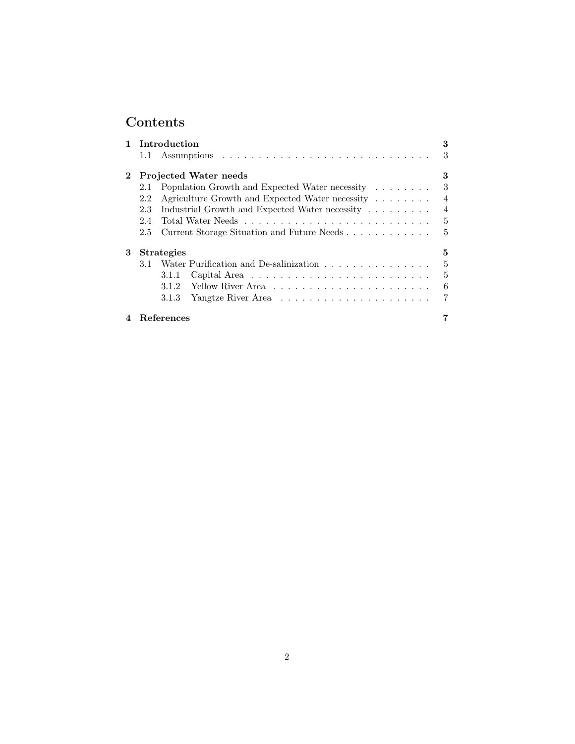# Contents

- **1 Introduction** — 3
  - 1.1 Assumptions — 3
- **2 Projected Water needs** — 3
  - 2.1 Population Growth and Expected Water necessity — 3
  - 2.2 Agriculture Growth and Expected Water necessity — 4
  - 2.3 Industrial Growth and Expected Water necessity — 4
  - 2.4 Total Water Needs — 5
  - 2.5 Current Storage Situation and Future Needs — 5
- **3 Strategies** — 5
  - 3.1 Water Purification and De-salinization — 5
    - 3.1.1 Capital Area — 5
    - 3.1.2 Yellow River Area — 6
    - 3.1.3 Yangtze River Area — 7
- **4 References** — 7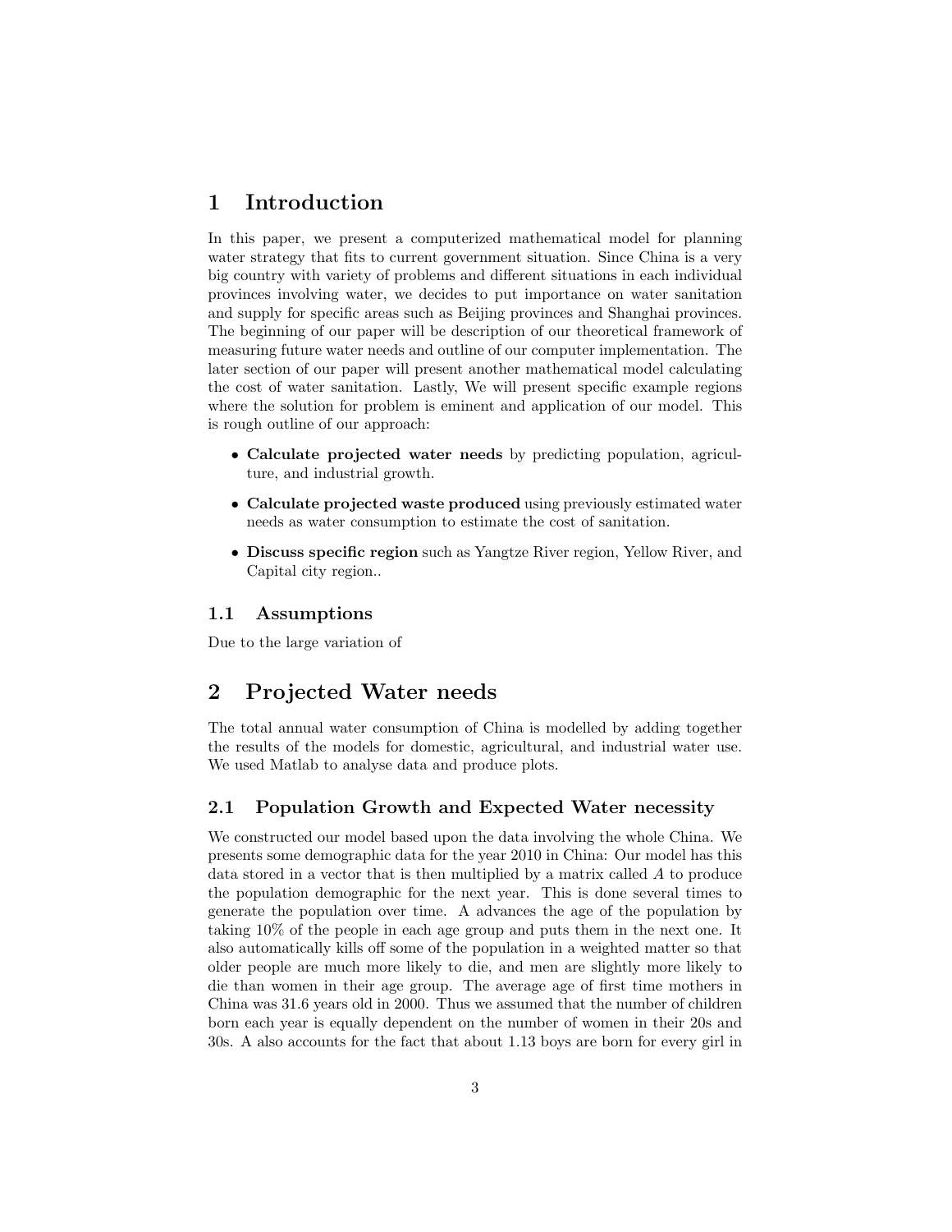# 1 Introduction

In this paper, we present a computerized mathematical model for planning water strategy that fits to current government situation. Since China is a very big country with variety of problems and different situations in each individual provinces involving water, we decides to put importance on water sanitation and supply for specific areas such as Beijing provinces and Shanghai provinces. The beginning of our paper will be description of our theoretical framework of measuring future water needs and outline of our computer implementation. The later section of our paper will present another mathematical model calculating the cost of water sanitation. Lastly, We will present specific example regions where the solution for problem is eminent and application of our model. This is rough outline of our approach:

- **Calculate projected water needs** by predicting population, agriculture, and industrial growth.
- **Calculate projected waste produced** using previously estimated water needs as water consumption to estimate the cost of sanitation.
- **Discuss specific region** such as Yangtze River region, Yellow River, and Capital city region..

## 1.1 Assumptions

Due to the large variation of

# 2 Projected Water needs

The total annual water consumption of China is modelled by adding together the results of the models for domestic, agricultural, and industrial water use. We used Matlab to analyse data and produce plots.

## 2.1 Population Growth and Expected Water necessity

We constructed our model based upon the data involving the whole China. We presents some demographic data for the year 2010 in China: Our model has this data stored in a vector that is then multiplied by a matrix called $A$ to produce the population demographic for the next year. This is done several times to generate the population over time. A advances the age of the population by taking 10% of the people in each age group and puts them in the next one. It also automatically kills off some of the population in a weighted matter so that older people are much more likely to die, and men are slightly more likely to die than women in their age group. The average age of first time mothers in China was 31.6 years old in 2000. Thus we assumed that the number of children born each year is equally dependent on the number of women in their 20s and 30s. A also accounts for the fact that about 1.13 boys are born for every girl in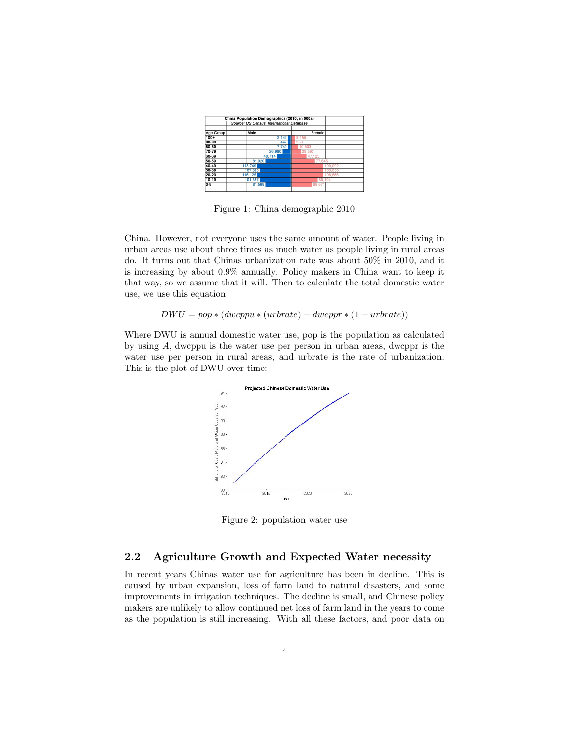| China Population Demographics (2010; in 000s) | | |
|---|---|---|
| Source: US Census, International Database | | |
| Age Group | Male | Female |
| 100+ | 2,142 | 8,155 |
| 90-99 | 447 | 956 |
| 80-89 | 7,742 | 10,503 |
| 70-79 | 26,960 | 28,593 |
| 60-69 | 48,714 | 47,125 |
| 50-59 | 81,020 | 77,645 |
| 40-49 | 113,749 | 109,092 |
| 30-39 | 107,893 | 103,050 |
| 20-29 | 116,125 | 108,666 |
| 10-19 | 101,387 | 89,194 |
| 0-9 | 81,599 | 69,671 |

Figure 1: China demographic 2010

China. However, not everyone uses the same amount of water. People living in urban areas use about three times as much water as people living in rural areas do. It turns out that Chinas urbanization rate was about 50% in 2010, and it is increasing by about 0.9% annually. Policy makers in China want to keep it that way, so we assume that it will. Then to calculate the total domestic water use, we use this equation

$$DWU = pop * (dwcppu * (urbrate) + dwcppr * (1 - urbrate))$$

Where DWU is annual domestic water use, pop is the population as calculated by using $A$, dwcppu is the water use per person in urban areas, dwcppr is the water use per person in rural areas, and urbrate is the rate of urbanization. This is the plot of DWU over time:

Figure 2: population water use

## 2.2 Agriculture Growth and Expected Water necessity

In recent years Chinas water use for agriculture has been in decline. This is caused by urban expansion, loss of farm land to natural disasters, and some improvements in irrigation techniques. The decline is small, and Chinese policy makers are unlikely to allow continued net loss of farm land in the years to come as the population is still increasing. With all these factors, and poor data on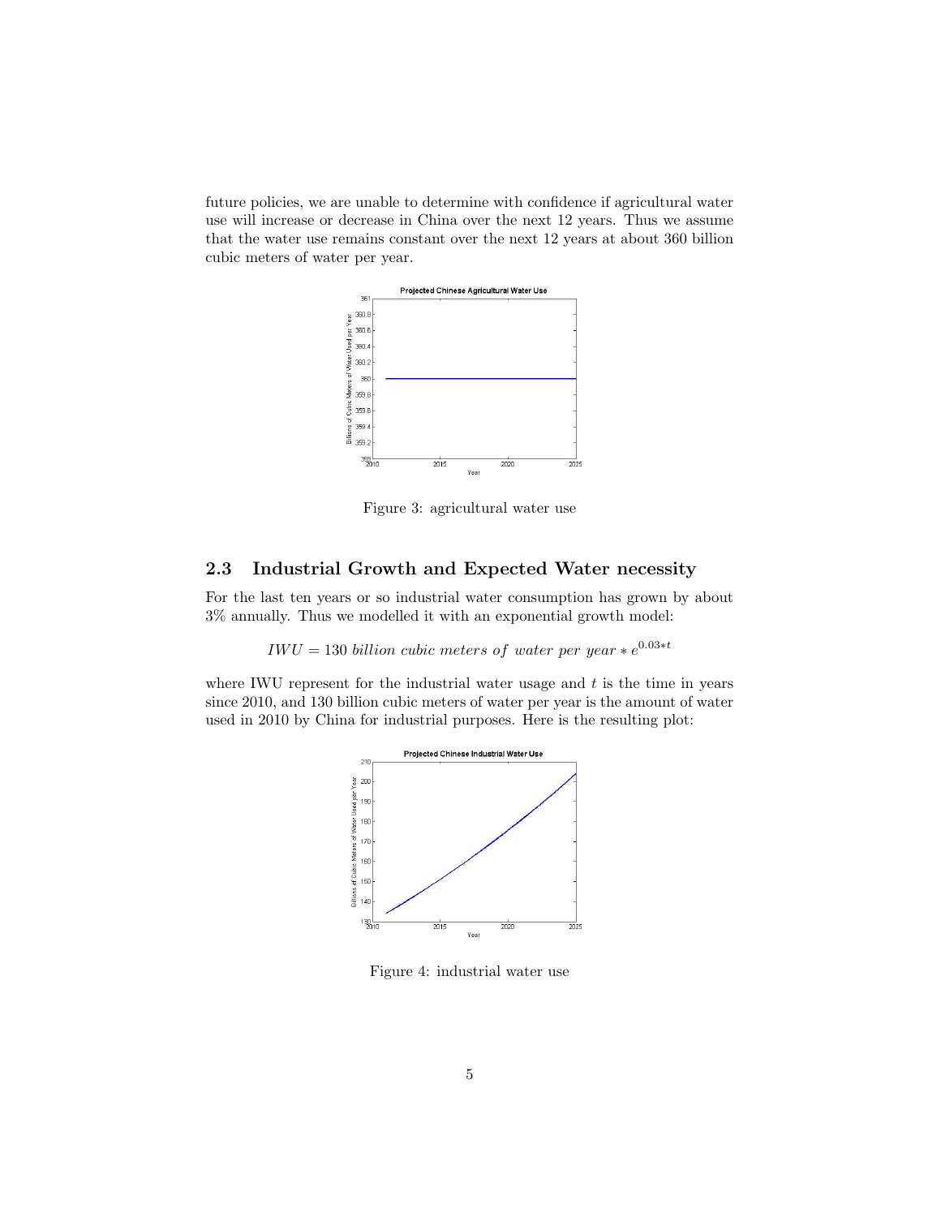future policies, we are unable to determine with confidence if agricultural water use will increase or decrease in China over the next 12 years. Thus we assume that the water use remains constant over the next 12 years at about 360 billion cubic meters of water per year.

Figure 3: agricultural water use

### 2.3 Industrial Growth and Expected Water necessity

For the last ten years or so industrial water consumption has grown by about 3% annually. Thus we modelled it with an exponential growth model:

$$IWU = 130 \; billion \; cubic \; meters \; of \; water \; per \; year * e^{0.03*t}$$

where IWU represent for the industrial water usage and $t$ is the time in years since 2010, and 130 billion cubic meters of water per year is the amount of water used in 2010 by China for industrial purposes. Here is the resulting plot:

Figure 4: industrial water use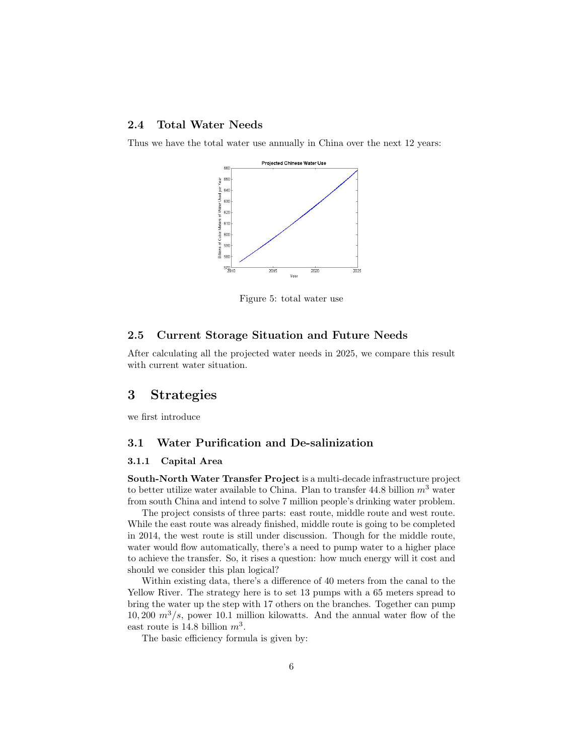### 2.4 Total Water Needs

Thus we have the total water use annually in China over the next 12 years:

Figure 5: total water use

### 2.5 Current Storage Situation and Future Needs

After calculating all the projected water needs in 2025, we compare this result with current water situation.

## 3 Strategies

we first introduce

### 3.1 Water Purification and De-salinization

#### 3.1.1 Capital Area

**South-North Water Transfer Project** is a multi-decade infrastructure project to better utilize water available to China. Plan to transfer 44.8 billion $m^3$ water from south China and intend to solve 7 million people's drinking water problem.

The project consists of three parts: east route, middle route and west route. While the east route was already finished, middle route is going to be completed in 2014, the west route is still under discussion. Though for the middle route, water would flow automatically, there's a need to pump water to a higher place to achieve the transfer. So, it rises a question: how much energy will it cost and should we consider this plan logical?

Within existing data, there's a difference of 40 meters from the canal to the Yellow River. The strategy here is to set 13 pumps with a 65 meters spread to bring the water up the step with 17 others on the branches. Together can pump $10,200\ m^3/s$, power 10.1 million kilowatts. And the annual water flow of the east route is 14.8 billion $m^3$.

The basic efficiency formula is given by: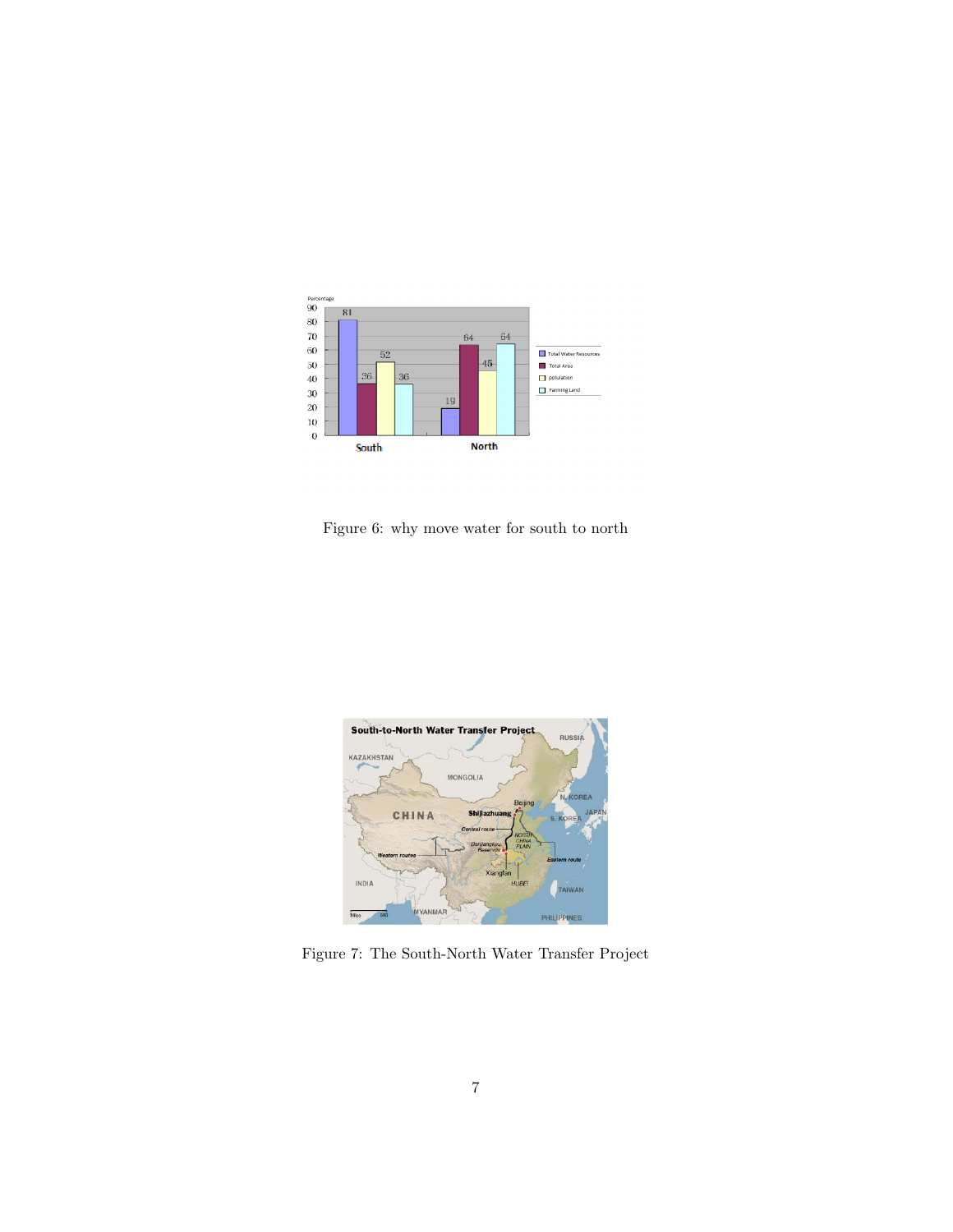Figure 6: why move water for south to north

Figure 7: The South-North Water Transfer Project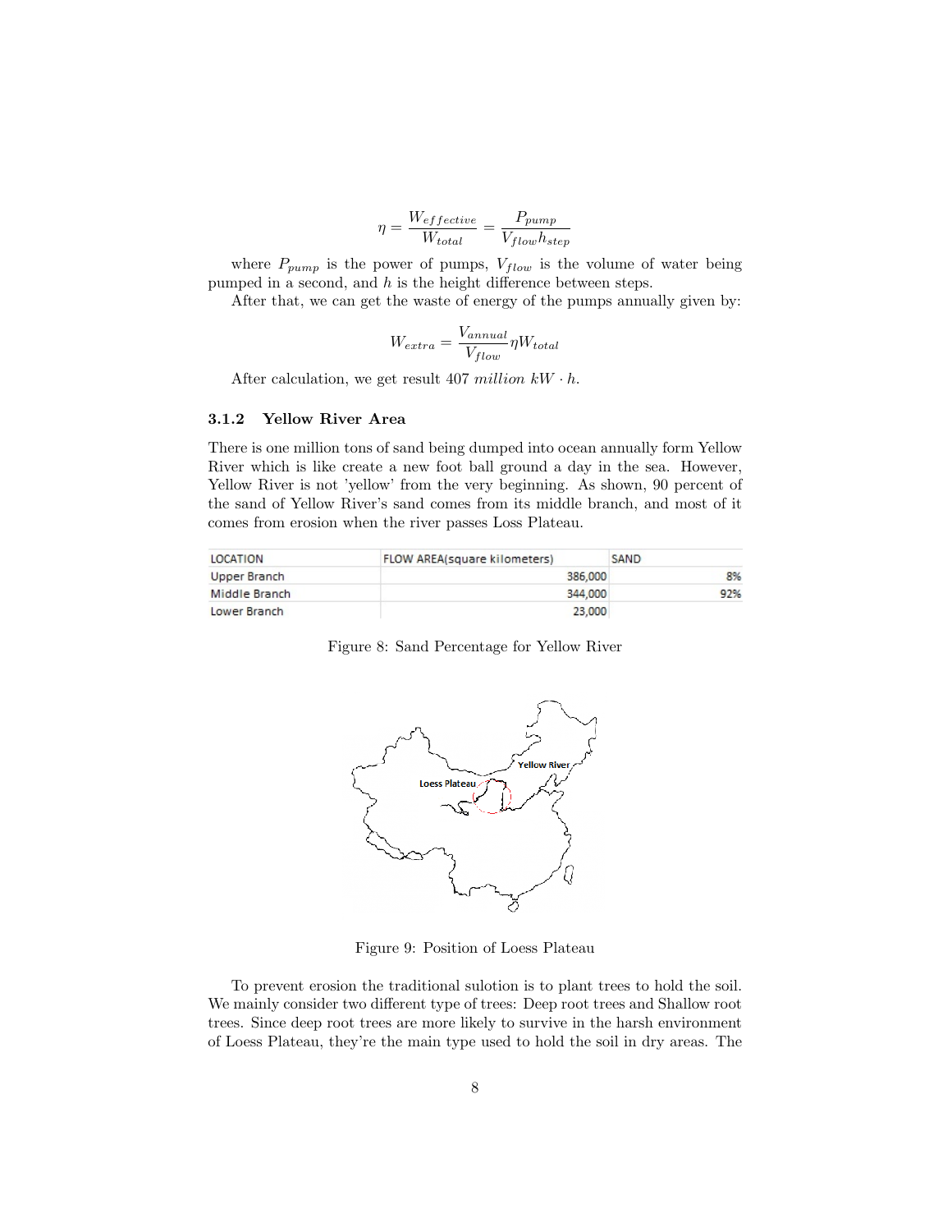$$\eta = \frac{W_{effective}}{W_{total}} = \frac{P_{pump}}{V_{flow} h_{step}}$$

where $P_{pump}$ is the power of pumps, $V_{flow}$ is the volume of water being pumped in a second, and $h$ is the height difference between steps.

After that, we can get the waste of energy of the pumps annually given by:

$$W_{extra} = \frac{V_{annual}}{V_{flow}} \eta W_{total}$$

After calculation, we get result 407 $million\ kW \cdot h$.

### 3.1.2 Yellow River Area

There is one million tons of sand being dumped into ocean annually form Yellow River which is like create a new foot ball ground a day in the sea. However, Yellow River is not 'yellow' from the very beginning. As shown, 90 percent of the sand of Yellow River's sand comes from its middle branch, and most of it comes from erosion when the river passes Loss Plateau.

| LOCATION | FLOW AREA(square kilometers) | SAND |
|---|---|---|
| Upper Branch | 386,000 | 8% |
| Middle Branch | 344,000 | 92% |
| Lower Branch | 23,000 | |

Figure 8: Sand Percentage for Yellow River

Figure 9: Position of Loess Plateau

To prevent erosion the traditional sulotion is to plant trees to hold the soil. We mainly consider two different type of trees: Deep root trees and Shallow root trees. Since deep root trees are more likely to survive in the harsh environment of Loess Plateau, they're the main type used to hold the soil in dry areas. The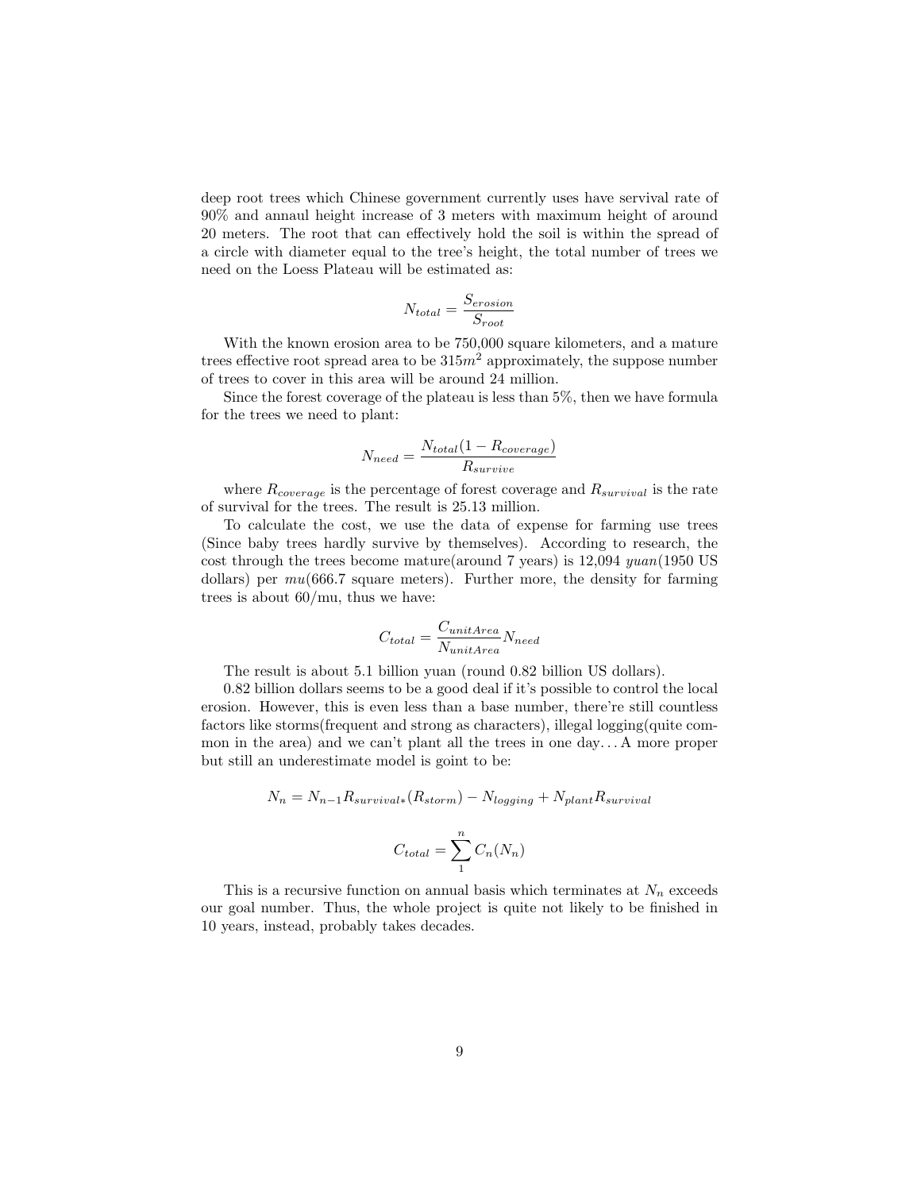deep root trees which Chinese government currently uses have servival rate of 90% and annaul height increase of 3 meters with maximum height of around 20 meters. The root that can effectively hold the soil is within the spread of a circle with diameter equal to the tree's height, the total number of trees we need on the Loess Plateau will be estimated as:

$$N_{total} = \frac{S_{erosion}}{S_{root}}$$

With the known erosion area to be 750,000 square kilometers, and a mature trees effective root spread area to be $315m^2$ approximately, the suppose number of trees to cover in this area will be around 24 million.

Since the forest coverage of the plateau is less than 5%, then we have formula for the trees we need to plant:

$$N_{need} = \frac{N_{total}(1 - R_{coverage})}{R_{survive}}$$

where $R_{coverage}$ is the percentage of forest coverage and $R_{survival}$ is the rate of survival for the trees. The result is 25.13 million.

To calculate the cost, we use the data of expense for farming use trees (Since baby trees hardly survive by themselves). According to research, the cost through the trees become mature(around 7 years) is 12,094 *yuan*(1950 US dollars) per *mu*(666.7 square meters). Further more, the density for farming trees is about 60/mu, thus we have:

$$C_{total} = \frac{C_{unitArea}}{N_{unitArea}} N_{need}$$

The result is about 5.1 billion yuan (round 0.82 billion US dollars).

0.82 billion dollars seems to be a good deal if it's possible to control the local erosion. However, this is even less than a base number, there're still countless factors like storms(frequent and strong as characters), illegal logging(quite common in the area) and we can't plant all the trees in one day... A more proper but still an underestimate model is goint to be:

$$N_n = N_{n-1} R_{survival*}(R_{storm}) - N_{logging} + N_{plant} R_{survival}$$

$$C_{total} = \sum_{1}^{n} C_n(N_n)$$

This is a recursive function on annual basis which terminates at $N_n$ exceeds our goal number. Thus, the whole project is quite not likely to be finished in 10 years, instead, probably takes decades.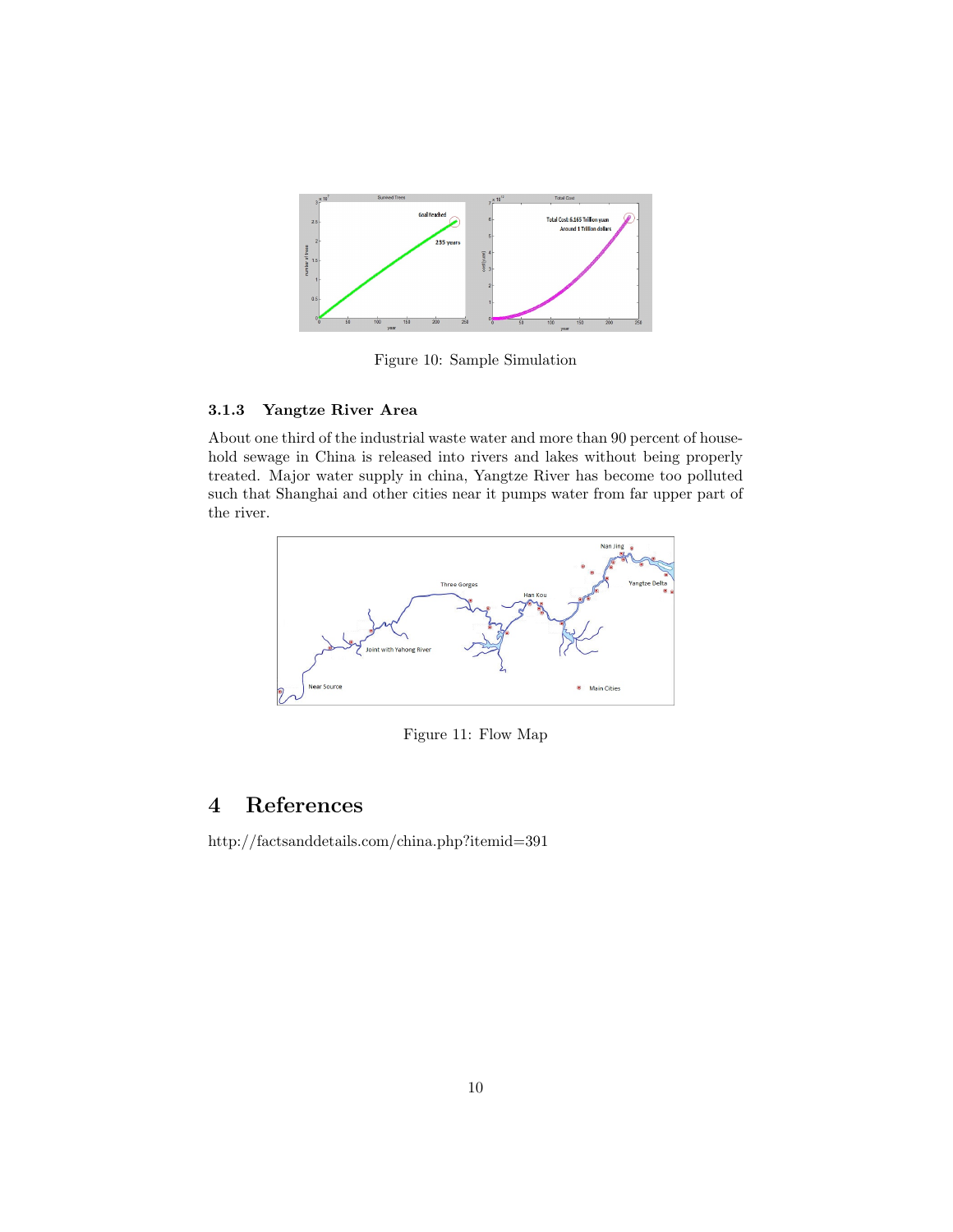Summed Trees

Goal Reached

235 years

number of trees

year

Total Cost

Total Cost: 6.165 Trillion yuan

Around 1 Trillion dollars

cost(yuan)

year

Figure 10: Sample Simulation

### 3.1.3 Yangtze River Area

About one third of the industrial waste water and more than 90 percent of household sewage in China is released into rivers and lakes without being properly treated. Major water supply in china, Yangtze River has become too polluted such that Shanghai and other cities near it pumps water from far upper part of the river.

Nan Jing

Three Gorges

Han Kou

Yangtze Delta

Joint with Yahong River

Near Source

Main Cities

Figure 11: Flow Map

# 4 References

http://factsanddetails.com/china.php?itemid=391